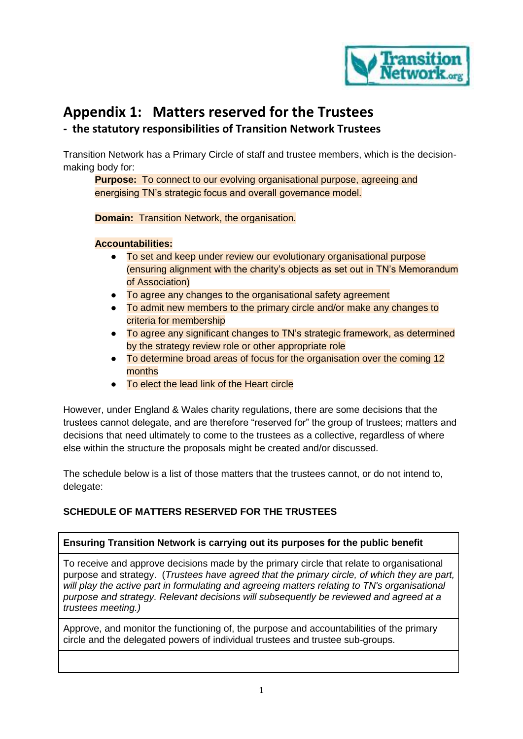# Appendix 1: Matters reserved for the Trustees

## - the statutory responsibilities of Transition Network Trustees

Transition Network has a Primary Circle of staff and trustee members, which is the decision-making body for:

> **Purpose:** To connect to our evolving organisational purpose, agreeing and energising TN's strategic focus and overall governance model.
>
> **Domain:** Transition Network, the organisation.
>
> **Accountabilities:**
>
> - To set and keep under review our evolutionary organisational purpose (ensuring alignment with the charity's objects as set out in TN's Memorandum of Association)
> - To agree any changes to the organisational safety agreement
> - To admit new members to the primary circle and/or make any changes to criteria for membership
> - To agree any significant changes to TN's strategic framework, as determined by the strategy review role or other appropriate role
> - To determine broad areas of focus for the organisation over the coming 12 months
> - To elect the lead link of the Heart circle

However, under England & Wales charity regulations, there are some decisions that the trustees cannot delegate, and are therefore "reserved for" the group of trustees; matters and decisions that need ultimately to come to the trustees as a collective, regardless of where else within the structure the proposals might be created and/or discussed.

The schedule below is a list of those matters that the trustees cannot, or do not intend to, delegate:

**SCHEDULE OF MATTERS RESERVED FOR THE TRUSTEES**

| **Ensuring Transition Network is carrying out its purposes for the public benefit** |
|---|
| To receive and approve decisions made by the primary circle that relate to organisational purpose and strategy. (*Trustees have agreed that the primary circle, of which they are part, will play the active part in formulating and agreeing matters relating to TN's organisational purpose and strategy. Relevant decisions will subsequently be reviewed and agreed at a trustees meeting.)* |
| Approve, and monitor the functioning of, the purpose and accountabilities of the primary circle and the delegated powers of individual trustees and trustee sub-groups. |
| |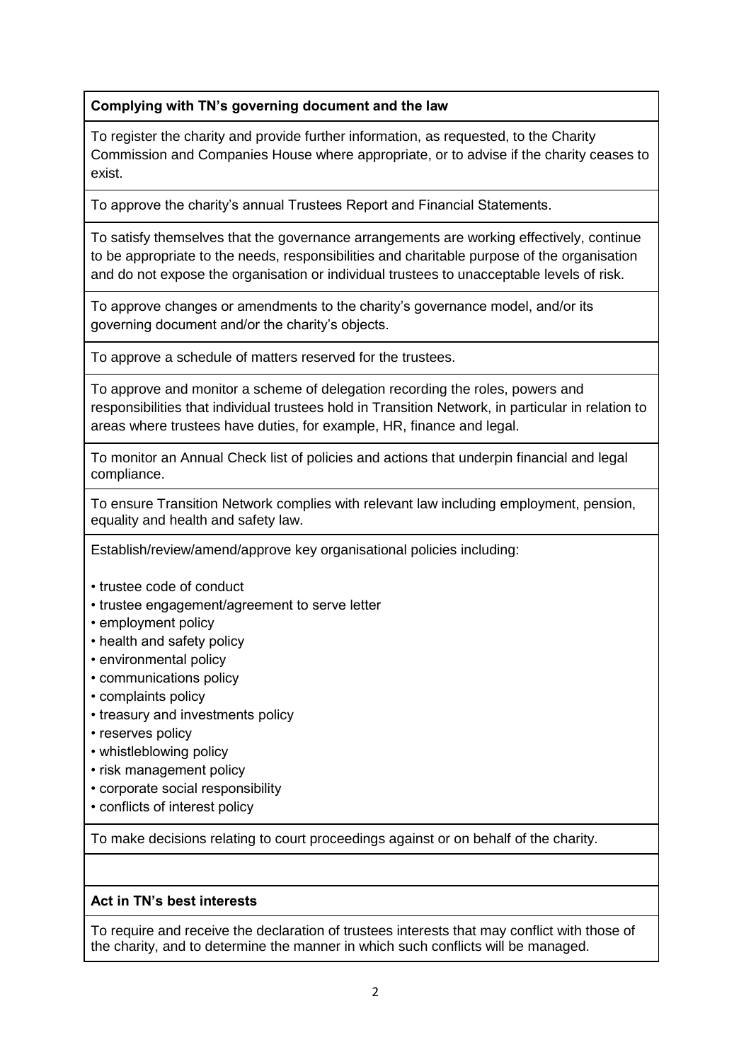| **Complying with TN's governing document and the law** |
| --- |
| To register the charity and provide further information, as requested, to the Charity Commission and Companies House where appropriate, or to advise if the charity ceases to exist. |
| To approve the charity's annual Trustees Report and Financial Statements. |
| To satisfy themselves that the governance arrangements are working effectively, continue to be appropriate to the needs, responsibilities and charitable purpose of the organisation and do not expose the organisation or individual trustees to unacceptable levels of risk. |
| To approve changes or amendments to the charity's governance model, and/or its governing document and/or the charity's objects. |
| To approve a schedule of matters reserved for the trustees. |
| To approve and monitor a scheme of delegation recording the roles, powers and responsibilities that individual trustees hold in Transition Network, in particular in relation to areas where trustees have duties, for example, HR, finance and legal. |
| To monitor an Annual Check list of policies and actions that underpin financial and legal compliance. |
| To ensure Transition Network complies with relevant law including employment, pension, equality and health and safety law. |
| Establish/review/amend/approve key organisational policies including:<br><br>• trustee code of conduct<br>• trustee engagement/agreement to serve letter<br>• employment policy<br>• health and safety policy<br>• environmental policy<br>• communications policy<br>• complaints policy<br>• treasury and investments policy<br>• reserves policy<br>• whistleblowing policy<br>• risk management policy<br>• corporate social responsibility<br>• conflicts of interest policy |
| To make decisions relating to court proceedings against or on behalf of the charity. |
| |
| **Act in TN's best interests** |
| To require and receive the declaration of trustees interests that may conflict with those of the charity, and to determine the manner in which such conflicts will be managed. |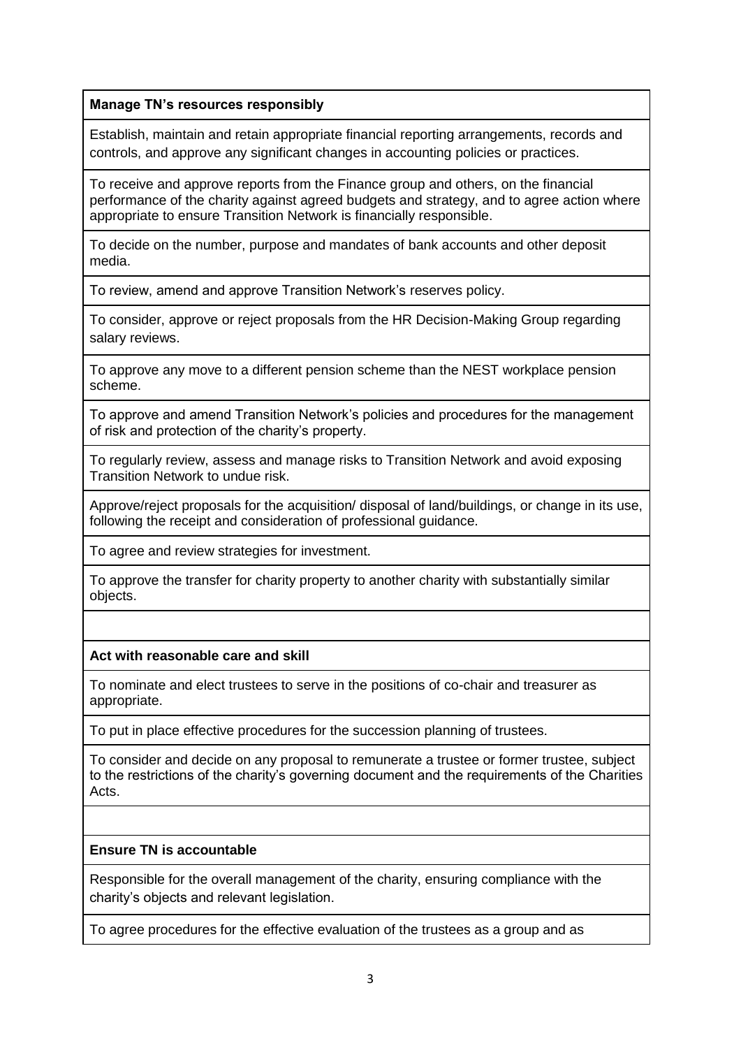| **Manage TN's resources responsibly** |
|---|
| Establish, maintain and retain appropriate financial reporting arrangements, records and controls, and approve any significant changes in accounting policies or practices. |
| To receive and approve reports from the Finance group and others, on the financial performance of the charity against agreed budgets and strategy, and to agree action where appropriate to ensure Transition Network is financially responsible. |
| To decide on the number, purpose and mandates of bank accounts and other deposit media. |
| To review, amend and approve Transition Network's reserves policy. |
| To consider, approve or reject proposals from the HR Decision-Making Group regarding salary reviews. |
| To approve any move to a different pension scheme than the NEST workplace pension scheme. |
| To approve and amend Transition Network's policies and procedures for the management of risk and protection of the charity's property. |
| To regularly review, assess and manage risks to Transition Network and avoid exposing Transition Network to undue risk. |
| Approve/reject proposals for the acquisition/ disposal of land/buildings, or change in its use, following the receipt and consideration of professional guidance. |
| To agree and review strategies for investment. |
| To approve the transfer for charity property to another charity with substantially similar objects. |
| |
| **Act with reasonable care and skill** |
| To nominate and elect trustees to serve in the positions of co-chair and treasurer as appropriate. |
| To put in place effective procedures for the succession planning of trustees. |
| To consider and decide on any proposal to remunerate a trustee or former trustee, subject to the restrictions of the charity's governing document and the requirements of the Charities Acts. |
| |
| **Ensure TN is accountable** |
| Responsible for the overall management of the charity, ensuring compliance with the charity's objects and relevant legislation. |
| To agree procedures for the effective evaluation of the trustees as a group and as |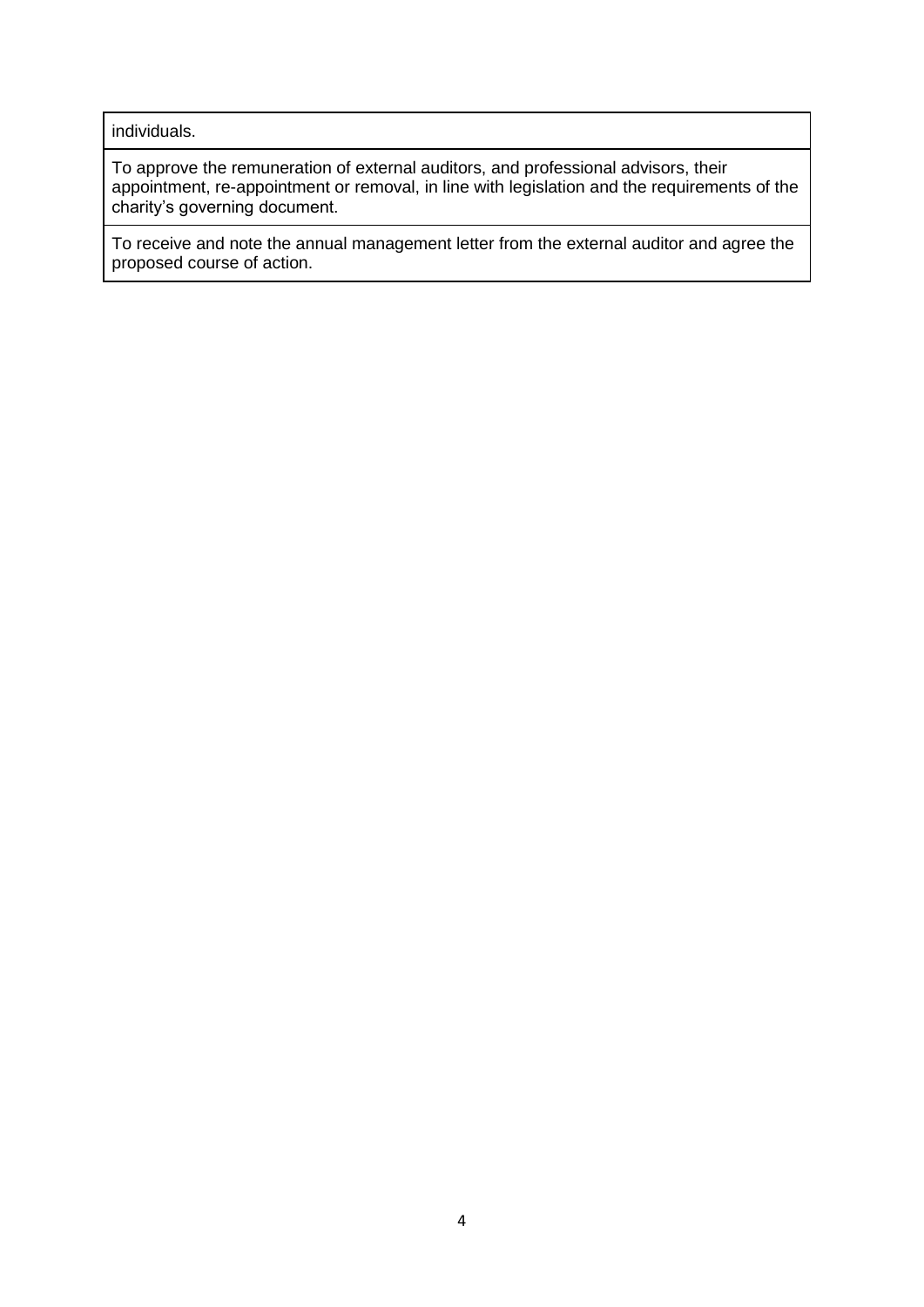| |
|---|
| individuals. |
| To approve the remuneration of external auditors, and professional advisors, their appointment, re-appointment or removal, in line with legislation and the requirements of the charity's governing document. |
| To receive and note the annual management letter from the external auditor and agree the proposed course of action. |